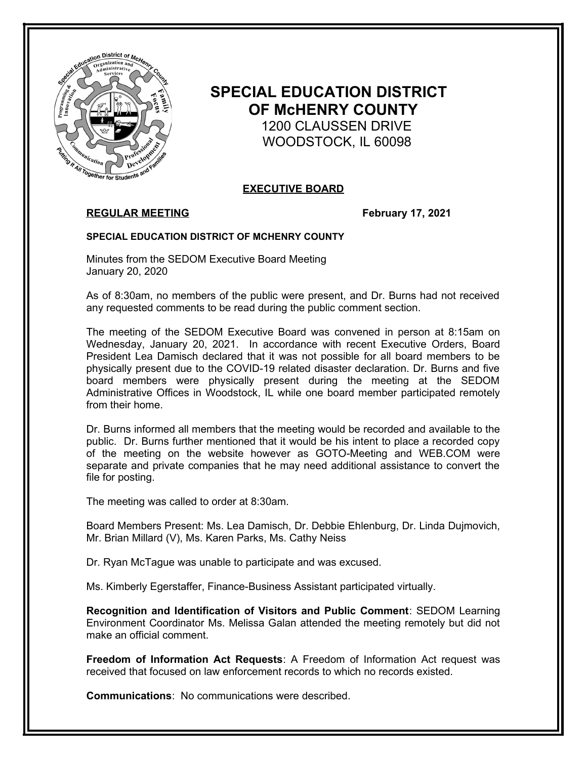# SPECIAL EDUCATION DISTRICT OF McHENRY COUNTY

1200 CLAUSSEN DRIVE
WOODSTOCK, IL 60098

## EXECUTIVE BOARD

**REGULAR MEETING** **February 17, 2021**

**SPECIAL EDUCATION DISTRICT OF MCHENRY COUNTY**

Minutes from the SEDOM Executive Board Meeting
January 20, 2020

As of 8:30am, no members of the public were present, and Dr. Burns had not received any requested comments to be read during the public comment section.

The meeting of the SEDOM Executive Board was convened in person at 8:15am on Wednesday, January 20, 2021. In accordance with recent Executive Orders, Board President Lea Damisch declared that it was not possible for all board members to be physically present due to the COVID-19 related disaster declaration. Dr. Burns and five board members were physically present during the meeting at the SEDOM Administrative Offices in Woodstock, IL while one board member participated remotely from their home.

Dr. Burns informed all members that the meeting would be recorded and available to the public. Dr. Burns further mentioned that it would be his intent to place a recorded copy of the meeting on the website however as GOTO-Meeting and WEB.COM were separate and private companies that he may need additional assistance to convert the file for posting.

The meeting was called to order at 8:30am.

Board Members Present: Ms. Lea Damisch, Dr. Debbie Ehlenburg, Dr. Linda Dujmovich, Mr. Brian Millard (V), Ms. Karen Parks, Ms. Cathy Neiss

Dr. Ryan McTague was unable to participate and was excused.

Ms. Kimberly Egerstaffer, Finance-Business Assistant participated virtually.

**Recognition and Identification of Visitors and Public Comment**: SEDOM Learning Environment Coordinator Ms. Melissa Galan attended the meeting remotely but did not make an official comment.

**Freedom of Information Act Requests**: A Freedom of Information Act request was received that focused on law enforcement records to which no records existed.

**Communications**: No communications were described.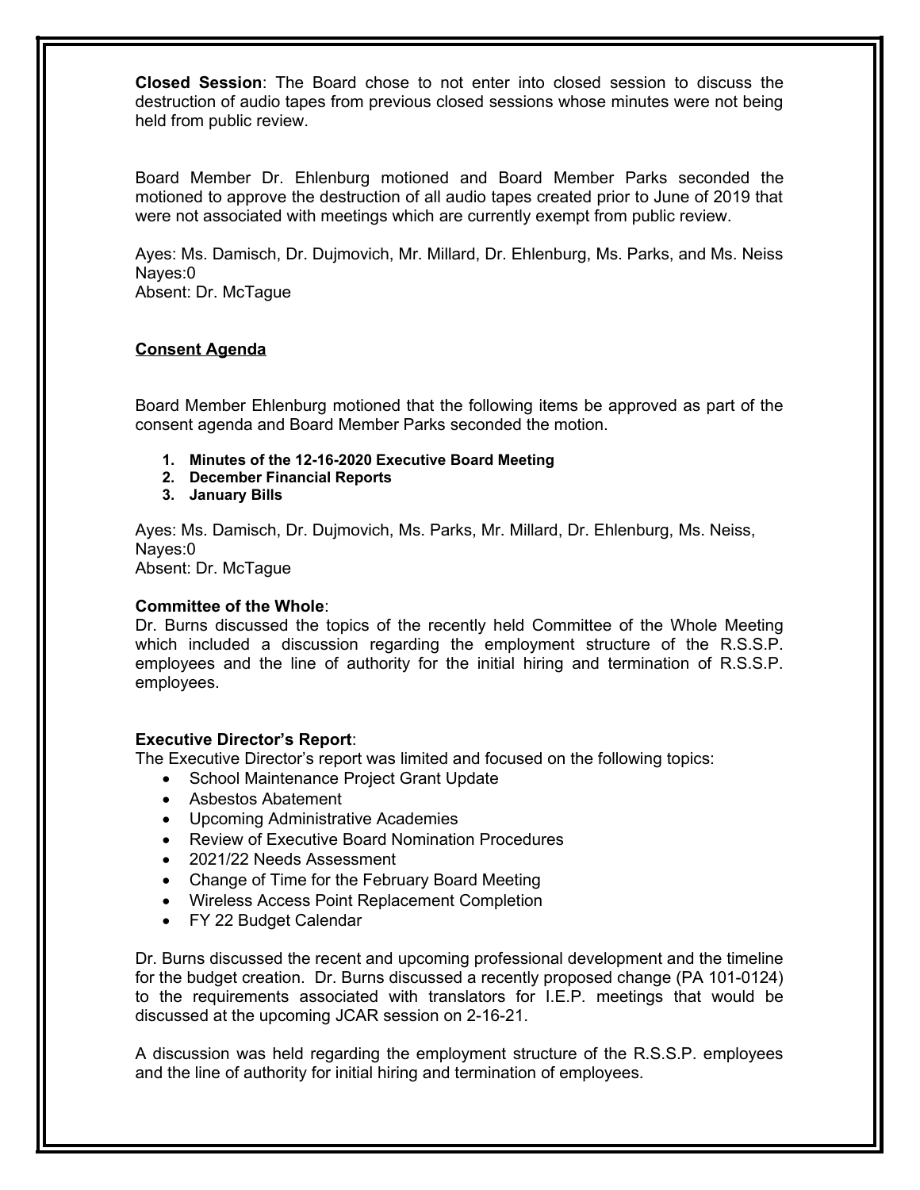**Closed Session**: The Board chose to not enter into closed session to discuss the destruction of audio tapes from previous closed sessions whose minutes were not being held from public review.

Board Member Dr. Ehlenburg motioned and Board Member Parks seconded the motioned to approve the destruction of all audio tapes created prior to June of 2019 that were not associated with meetings which are currently exempt from public review.

Ayes: Ms. Damisch, Dr. Dujmovich, Mr. Millard, Dr. Ehlenburg, Ms. Parks, and Ms. Neiss
Nayes:0
Absent: Dr. McTague

**Consent Agenda**

Board Member Ehlenburg motioned that the following items be approved as part of the consent agenda and Board Member Parks seconded the motion.

1. **Minutes of the 12-16-2020 Executive Board Meeting**
2. **December Financial Reports**
3. **January Bills**

Ayes: Ms. Damisch, Dr. Dujmovich, Ms. Parks, Mr. Millard, Dr. Ehlenburg, Ms. Neiss,
Nayes:0
Absent: Dr. McTague

**Committee of the Whole**:
Dr. Burns discussed the topics of the recently held Committee of the Whole Meeting which included a discussion regarding the employment structure of the R.S.S.P. employees and the line of authority for the initial hiring and termination of R.S.S.P. employees.

**Executive Director's Report**:
The Executive Director's report was limited and focused on the following topics:

- School Maintenance Project Grant Update
- Asbestos Abatement
- Upcoming Administrative Academies
- Review of Executive Board Nomination Procedures
- 2021/22 Needs Assessment
- Change of Time for the February Board Meeting
- Wireless Access Point Replacement Completion
- FY 22 Budget Calendar

Dr. Burns discussed the recent and upcoming professional development and the timeline for the budget creation. Dr. Burns discussed a recently proposed change (PA 101-0124) to the requirements associated with translators for I.E.P. meetings that would be discussed at the upcoming JCAR session on 2-16-21.

A discussion was held regarding the employment structure of the R.S.S.P. employees and the line of authority for initial hiring and termination of employees.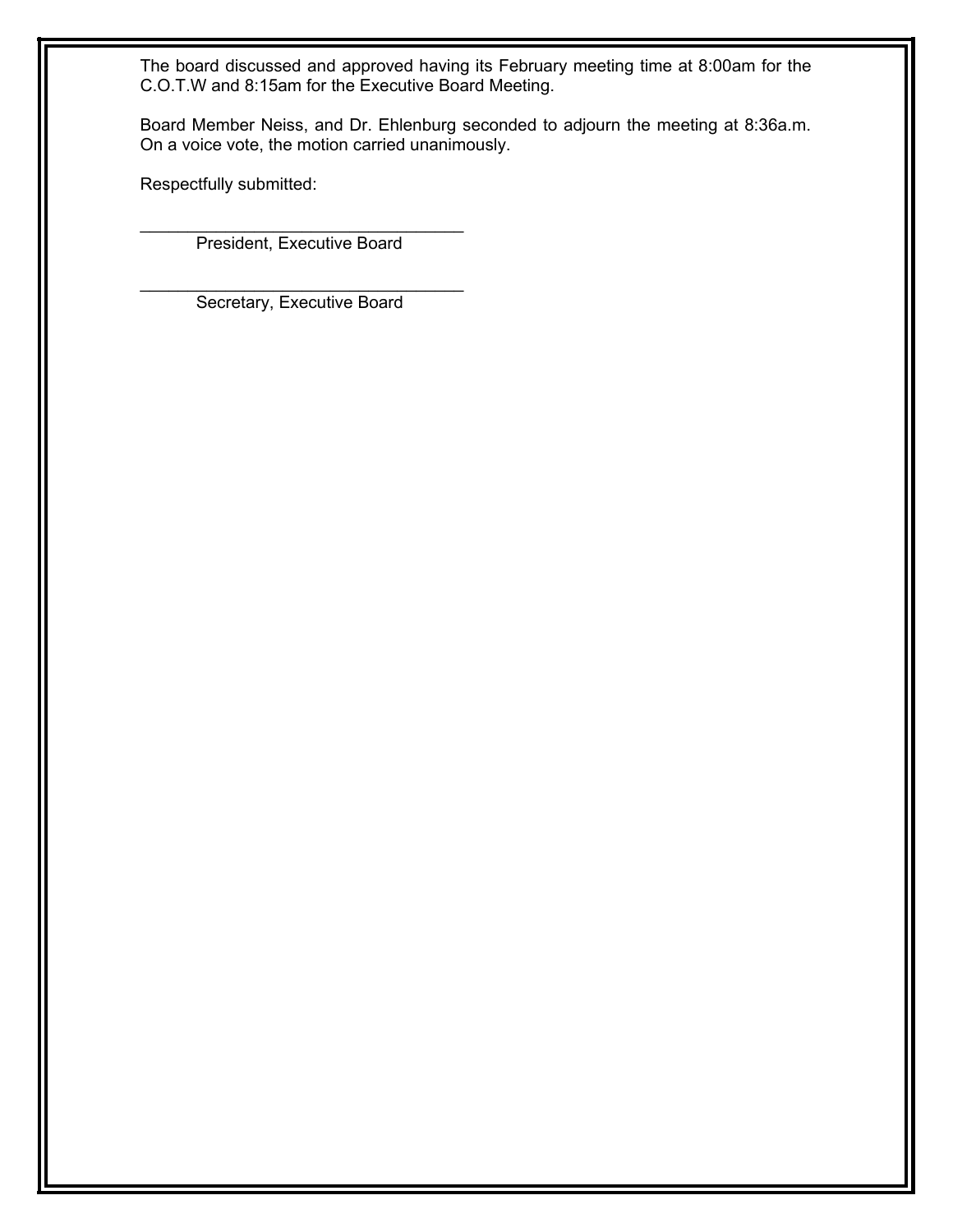The board discussed and approved having its February meeting time at 8:00am for the C.O.T.W and 8:15am for the Executive Board Meeting.

Board Member Neiss, and Dr. Ehlenburg seconded to adjourn the meeting at 8:36a.m. On a voice vote, the motion carried unanimously.

Respectfully submitted:

\_\_\_\_\_\_\_\_\_\_\_\_\_\_\_\_\_\_\_\_\_\_\_\_\_\_\_\_\_\_\_\_\_\_\_\_

President, Executive Board

\_\_\_\_\_\_\_\_\_\_\_\_\_\_\_\_\_\_\_\_\_\_\_\_\_\_\_\_\_\_\_\_\_\_\_\_

Secretary, Executive Board